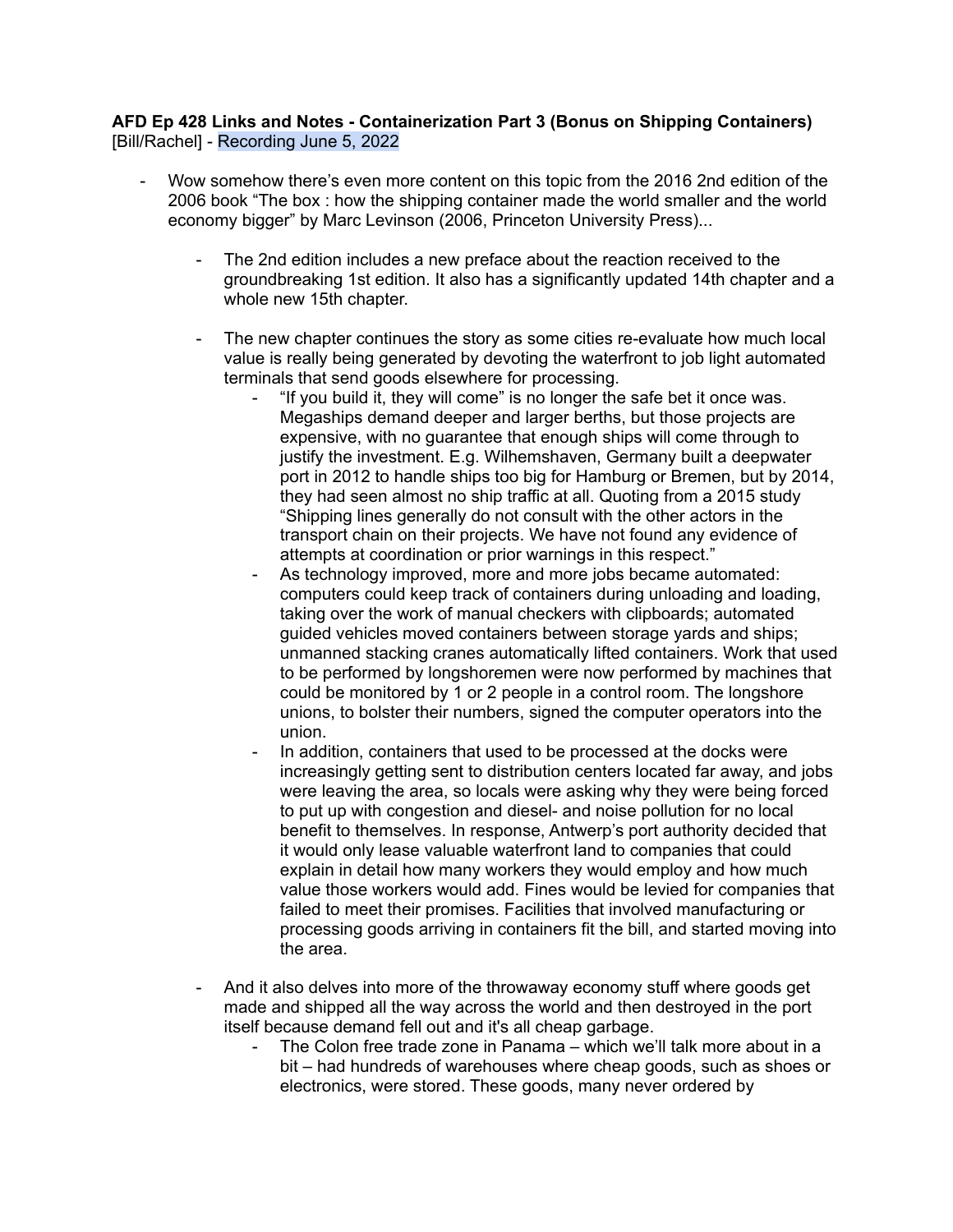**AFD Ep 428 Links and Notes - Containerization Part 3 (Bonus on Shipping Containers)**
[Bill/Rachel] - Recording June 5, 2022

- Wow somehow there's even more content on this topic from the 2016 2nd edition of the 2006 book "The box : how the shipping container made the world smaller and the world economy bigger" by Marc Levinson (2006, Princeton University Press)...
    - The 2nd edition includes a new preface about the reaction received to the groundbreaking 1st edition. It also has a significantly updated 14th chapter and a whole new 15th chapter.
    - The new chapter continues the story as some cities re-evaluate how much local value is really being generated by devoting the waterfront to job light automated terminals that send goods elsewhere for processing.
        - "If you build it, they will come" is no longer the safe bet it once was. Megaships demand deeper and larger berths, but those projects are expensive, with no guarantee that enough ships will come through to justify the investment. E.g. Wilhemshaven, Germany built a deepwater port in 2012 to handle ships too big for Hamburg or Bremen, but by 2014, they had seen almost no ship traffic at all. Quoting from a 2015 study "Shipping lines generally do not consult with the other actors in the transport chain on their projects. We have not found any evidence of attempts at coordination or prior warnings in this respect."
        - As technology improved, more and more jobs became automated: computers could keep track of containers during unloading and loading, taking over the work of manual checkers with clipboards; automated guided vehicles moved containers between storage yards and ships; unmanned stacking cranes automatically lifted containers. Work that used to be performed by longshoremen were now performed by machines that could be monitored by 1 or 2 people in a control room. The longshore unions, to bolster their numbers, signed the computer operators into the union.
        - In addition, containers that used to be processed at the docks were increasingly getting sent to distribution centers located far away, and jobs were leaving the area, so locals were asking why they were being forced to put up with congestion and diesel- and noise pollution for no local benefit to themselves. In response, Antwerp's port authority decided that it would only lease valuable waterfront land to companies that could explain in detail how many workers they would employ and how much value those workers would add. Fines would be levied for companies that failed to meet their promises. Facilities that involved manufacturing or processing goods arriving in containers fit the bill, and started moving into the area.
    - And it also delves into more of the throwaway economy stuff where goods get made and shipped all the way across the world and then destroyed in the port itself because demand fell out and it's all cheap garbage.
        - The Colon free trade zone in Panama – which we'll talk more about in a bit – had hundreds of warehouses where cheap goods, such as shoes or electronics, were stored. These goods, many never ordered by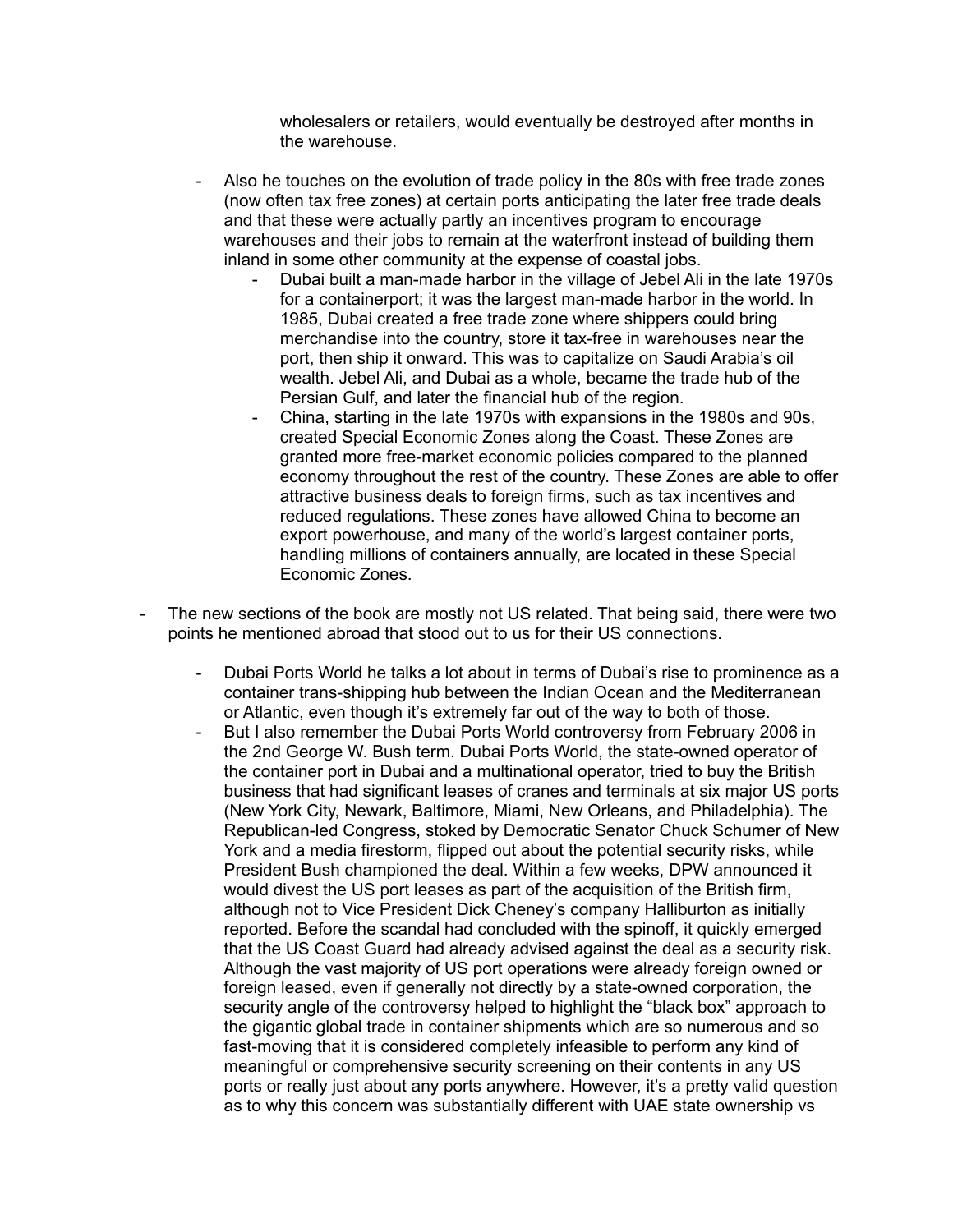wholesalers or retailers, would eventually be destroyed after months in the warehouse.

  - Also he touches on the evolution of trade policy in the 80s with free trade zones (now often tax free zones) at certain ports anticipating the later free trade deals and that these were actually partly an incentives program to encourage warehouses and their jobs to remain at the waterfront instead of building them inland in some other community at the expense of coastal jobs.
    - Dubai built a man-made harbor in the village of Jebel Ali in the late 1970s for a containerport; it was the largest man-made harbor in the world. In 1985, Dubai created a free trade zone where shippers could bring merchandise into the country, store it tax-free in warehouses near the port, then ship it onward. This was to capitalize on Saudi Arabia's oil wealth. Jebel Ali, and Dubai as a whole, became the trade hub of the Persian Gulf, and later the financial hub of the region.
    - China, starting in the late 1970s with expansions in the 1980s and 90s, created Special Economic Zones along the Coast. These Zones are granted more free-market economic policies compared to the planned economy throughout the rest of the country. These Zones are able to offer attractive business deals to foreign firms, such as tax incentives and reduced regulations. These zones have allowed China to become an export powerhouse, and many of the world's largest container ports, handling millions of containers annually, are located in these Special Economic Zones.

- The new sections of the book are mostly not US related. That being said, there were two points he mentioned abroad that stood out to us for their US connections.

  - Dubai Ports World he talks a lot about in terms of Dubai's rise to prominence as a container trans-shipping hub between the Indian Ocean and the Mediterranean or Atlantic, even though it's extremely far out of the way to both of those.
  - But I also remember the Dubai Ports World controversy from February 2006 in the 2nd George W. Bush term. Dubai Ports World, the state-owned operator of the container port in Dubai and a multinational operator, tried to buy the British business that had significant leases of cranes and terminals at six major US ports (New York City, Newark, Baltimore, Miami, New Orleans, and Philadelphia). The Republican-led Congress, stoked by Democratic Senator Chuck Schumer of New York and a media firestorm, flipped out about the potential security risks, while President Bush championed the deal. Within a few weeks, DPW announced it would divest the US port leases as part of the acquisition of the British firm, although not to Vice President Dick Cheney's company Halliburton as initially reported. Before the scandal had concluded with the spinoff, it quickly emerged that the US Coast Guard had already advised against the deal as a security risk. Although the vast majority of US port operations were already foreign owned or foreign leased, even if generally not directly by a state-owned corporation, the security angle of the controversy helped to highlight the "black box" approach to the gigantic global trade in container shipments which are so numerous and so fast-moving that it is considered completely infeasible to perform any kind of meaningful or comprehensive security screening on their contents in any US ports or really just about any ports anywhere. However, it's a pretty valid question as to why this concern was substantially different with UAE state ownership vs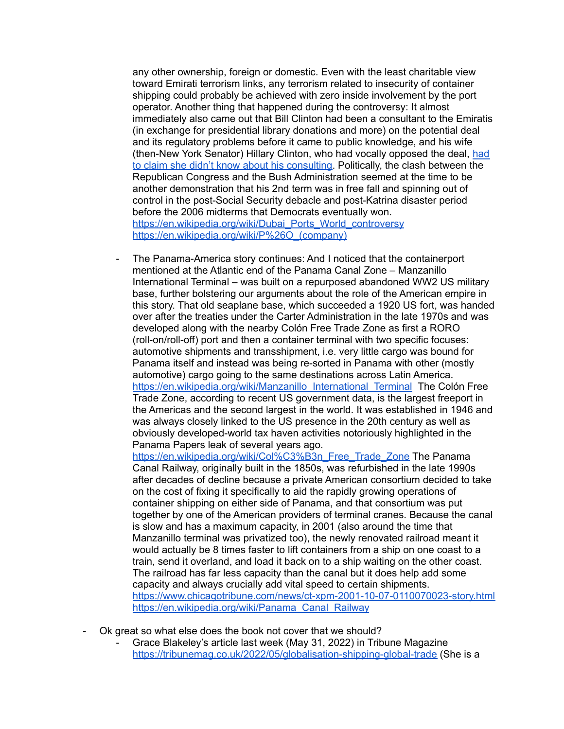any other ownership, foreign or domestic. Even with the least charitable view toward Emirati terrorism links, any terrorism related to insecurity of container shipping could probably be achieved with zero inside involvement by the port operator. Another thing that happened during the controversy: It almost immediately also came out that Bill Clinton had been a consultant to the Emiratis (in exchange for presidential library donations and more) on the potential deal and its regulatory problems before it came to public knowledge, and his wife (then-New York Senator) Hillary Clinton, who had vocally opposed the deal, [had to claim she didn't know about his consulting](). Politically, the clash between the Republican Congress and the Bush Administration seemed at the time to be another demonstration that his 2nd term was in free fall and spinning out of control in the post-Social Security debacle and post-Katrina disaster period before the 2006 midterms that Democrats eventually won.
https://en.wikipedia.org/wiki/Dubai_Ports_World_controversy
https://en.wikipedia.org/wiki/P%26O_(company)

- The Panama-America story continues: And I noticed that the containerport mentioned at the Atlantic end of the Panama Canal Zone – Manzanillo International Terminal – was built on a repurposed abandoned WW2 US military base, further bolstering our arguments about the role of the American empire in this story. That old seaplane base, which succeeded a 1920 US fort, was handed over after the treaties under the Carter Administration in the late 1970s and was developed along with the nearby Colón Free Trade Zone as first a RORO (roll-on/roll-off) port and then a container terminal with two specific focuses: automotive shipments and transshipment, i.e. very little cargo was bound for Panama itself and instead was being re-sorted in Panama with other (mostly automotive) cargo going to the same destinations across Latin America. https://en.wikipedia.org/wiki/Manzanillo_International_Terminal The Colón Free Trade Zone, according to recent US government data, is the largest freeport in the Americas and the second largest in the world. It was established in 1946 and was always closely linked to the US presence in the 20th century as well as obviously developed-world tax haven activities notoriously highlighted in the Panama Papers leak of several years ago. https://en.wikipedia.org/wiki/Col%C3%B3n_Free_Trade_Zone The Panama Canal Railway, originally built in the 1850s, was refurbished in the late 1990s after decades of decline because a private American consortium decided to take on the cost of fixing it specifically to aid the rapidly growing operations of container shipping on either side of Panama, and that consortium was put together by one of the American providers of terminal cranes. Because the canal is slow and has a maximum capacity, in 2001 (also around the time that Manzanillo terminal was privatized too), the newly renovated railroad meant it would actually be 8 times faster to lift containers from a ship on one coast to a train, send it overland, and load it back on to a ship waiting on the other coast. The railroad has far less capacity than the canal but it does help add some capacity and always crucially add vital speed to certain shipments. https://www.chicagotribune.com/news/ct-xpm-2001-10-07-0110070023-story.html https://en.wikipedia.org/wiki/Panama_Canal_Railway

- Ok great so what else does the book not cover that we should?
  - Grace Blakeley's article last week (May 31, 2022) in Tribune Magazine https://tribunemag.co.uk/2022/05/globalisation-shipping-global-trade (She is a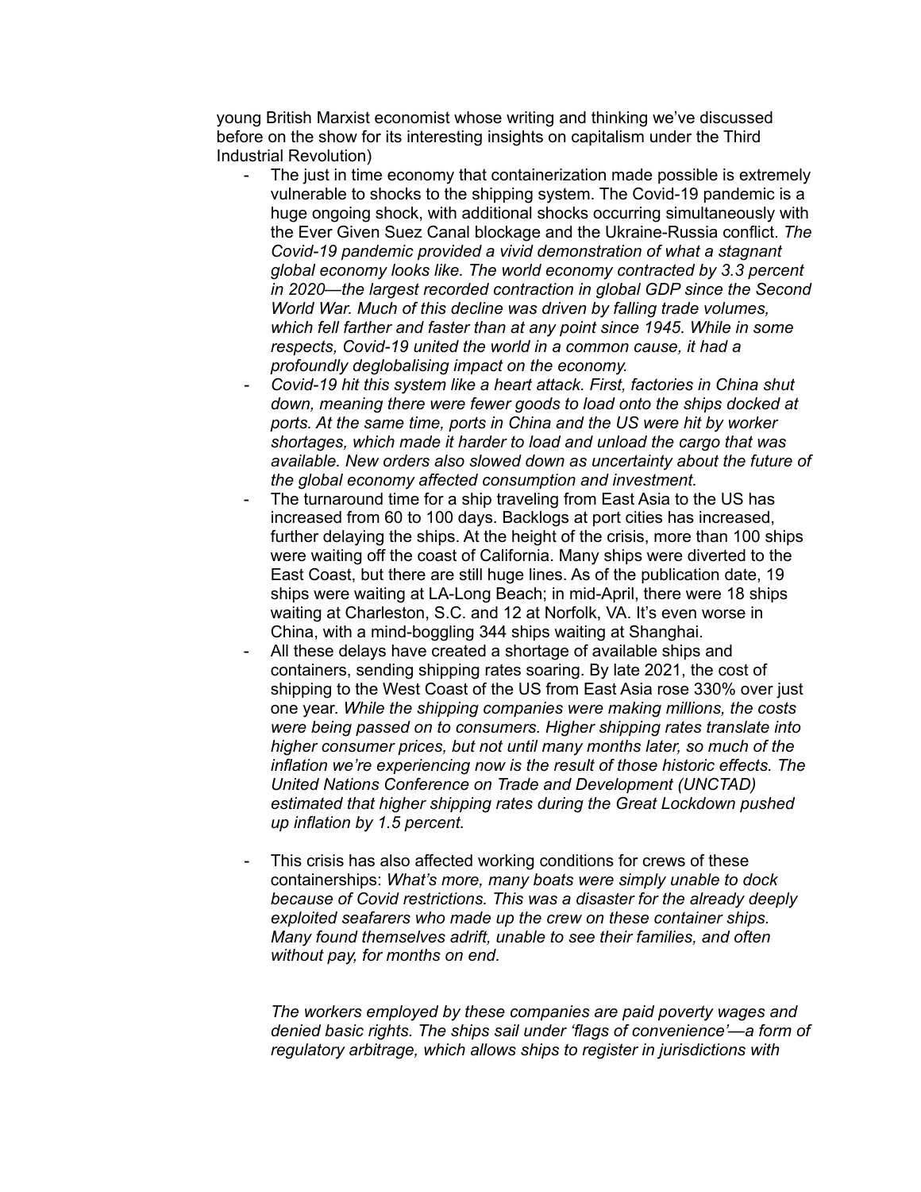young British Marxist economist whose writing and thinking we've discussed before on the show for its interesting insights on capitalism under the Third Industrial Revolution)

- The just in time economy that containerization made possible is extremely vulnerable to shocks to the shipping system. The Covid-19 pandemic is a huge ongoing shock, with additional shocks occurring simultaneously with the Ever Given Suez Canal blockage and the Ukraine-Russia conflict. *The Covid-19 pandemic provided a vivid demonstration of what a stagnant global economy looks like. The world economy contracted by 3.3 percent in 2020—the largest recorded contraction in global GDP since the Second World War. Much of this decline was driven by falling trade volumes, which fell farther and faster than at any point since 1945. While in some respects, Covid-19 united the world in a common cause, it had a profoundly deglobalising impact on the economy.*
- *Covid-19 hit this system like a heart attack. First, factories in China shut down, meaning there were fewer goods to load onto the ships docked at ports. At the same time, ports in China and the US were hit by worker shortages, which made it harder to load and unload the cargo that was available. New orders also slowed down as uncertainty about the future of the global economy affected consumption and investment.*
- The turnaround time for a ship traveling from East Asia to the US has increased from 60 to 100 days. Backlogs at port cities has increased, further delaying the ships. At the height of the crisis, more than 100 ships were waiting off the coast of California. Many ships were diverted to the East Coast, but there are still huge lines. As of the publication date, 19 ships were waiting at LA-Long Beach; in mid-April, there were 18 ships waiting at Charleston, S.C. and 12 at Norfolk, VA. It's even worse in China, with a mind-boggling 344 ships waiting at Shanghai.
- All these delays have created a shortage of available ships and containers, sending shipping rates soaring. By late 2021, the cost of shipping to the West Coast of the US from East Asia rose 330% over just one year. *While the shipping companies were making millions, the costs were being passed on to consumers. Higher shipping rates translate into higher consumer prices, but not until many months later, so much of the inflation we're experiencing now is the result of those historic effects. The United Nations Conference on Trade and Development (UNCTAD) estimated that higher shipping rates during the Great Lockdown pushed up inflation by 1.5 percent.*

- This crisis has also affected working conditions for crews of these containerships: *What's more, many boats were simply unable to dock because of Covid restrictions. This was a disaster for the already deeply exploited seafarers who made up the crew on these container ships. Many found themselves adrift, unable to see their families, and often without pay, for months on end.*

  *The workers employed by these companies are paid poverty wages and denied basic rights. The ships sail under 'flags of convenience'—a form of regulatory arbitrage, which allows ships to register in jurisdictions with*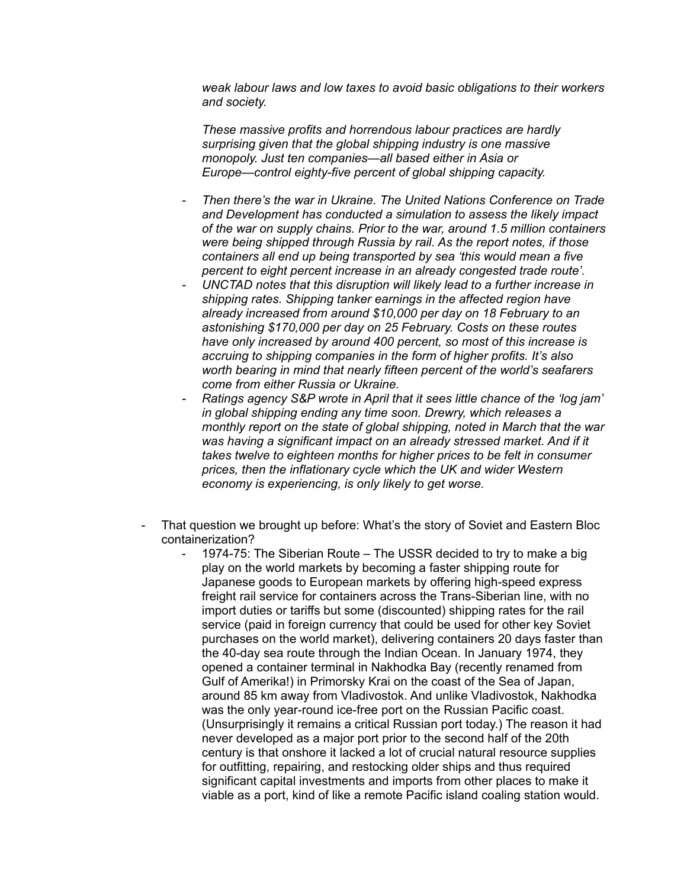*weak labour laws and low taxes to avoid basic obligations to their workers and society.*

*These massive profits and horrendous labour practices are hardly surprising given that the global shipping industry is one massive monopoly. Just ten companies—all based either in Asia or Europe—control eighty-five percent of global shipping capacity.*

- *Then there's the war in Ukraine. The United Nations Conference on Trade and Development has conducted a simulation to assess the likely impact of the war on supply chains. Prior to the war, around 1.5 million containers were being shipped through Russia by rail. As the report notes, if those containers all end up being transported by sea 'this would mean a five percent to eight percent increase in an already congested trade route'.*
- *UNCTAD notes that this disruption will likely lead to a further increase in shipping rates. Shipping tanker earnings in the affected region have already increased from around $10,000 per day on 18 February to an astonishing $170,000 per day on 25 February. Costs on these routes have only increased by around 400 percent, so most of this increase is accruing to shipping companies in the form of higher profits. It's also worth bearing in mind that nearly fifteen percent of the world's seafarers come from either Russia or Ukraine.*
- *Ratings agency S&P wrote in April that it sees little chance of the 'log jam' in global shipping ending any time soon. Drewry, which releases a monthly report on the state of global shipping, noted in March that the war was having a significant impact on an already stressed market. And if it takes twelve to eighteen months for higher prices to be felt in consumer prices, then the inflationary cycle which the UK and wider Western economy is experiencing, is only likely to get worse.*

- That question we brought up before: What's the story of Soviet and Eastern Bloc containerization?
    - 1974-75: The Siberian Route – The USSR decided to try to make a big play on the world markets by becoming a faster shipping route for Japanese goods to European markets by offering high-speed express freight rail service for containers across the Trans-Siberian line, with no import duties or tariffs but some (discounted) shipping rates for the rail service (paid in foreign currency that could be used for other key Soviet purchases on the world market), delivering containers 20 days faster than the 40-day sea route through the Indian Ocean. In January 1974, they opened a container terminal in Nakhodka Bay (recently renamed from Gulf of Amerika!) in Primorsky Krai on the coast of the Sea of Japan, around 85 km away from Vladivostok. And unlike Vladivostok, Nakhodka was the only year-round ice-free port on the Russian Pacific coast. (Unsurprisingly it remains a critical Russian port today.) The reason it had never developed as a major port prior to the second half of the 20th century is that onshore it lacked a lot of crucial natural resource supplies for outfitting, repairing, and restocking older ships and thus required significant capital investments and imports from other places to make it viable as a port, kind of like a remote Pacific island coaling station would.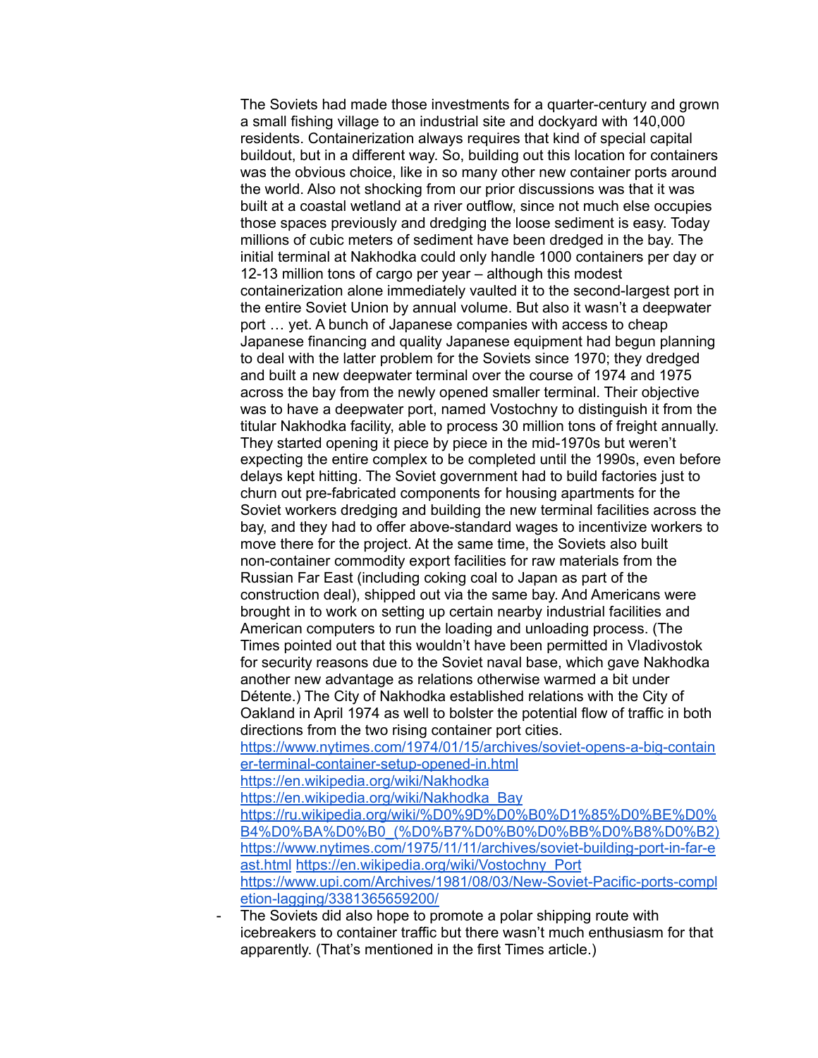The Soviets had made those investments for a quarter-century and grown a small fishing village to an industrial site and dockyard with 140,000 residents. Containerization always requires that kind of special capital buildout, but in a different way. So, building out this location for containers was the obvious choice, like in so many other new container ports around the world. Also not shocking from our prior discussions was that it was built at a coastal wetland at a river outflow, since not much else occupies those spaces previously and dredging the loose sediment is easy. Today millions of cubic meters of sediment have been dredged in the bay. The initial terminal at Nakhodka could only handle 1000 containers per day or 12-13 million tons of cargo per year – although this modest containerization alone immediately vaulted it to the second-largest port in the entire Soviet Union by annual volume. But also it wasn't a deepwater port … yet. A bunch of Japanese companies with access to cheap Japanese financing and quality Japanese equipment had begun planning to deal with the latter problem for the Soviets since 1970; they dredged and built a new deepwater terminal over the course of 1974 and 1975 across the bay from the newly opened smaller terminal. Their objective was to have a deepwater port, named Vostochny to distinguish it from the titular Nakhodka facility, able to process 30 million tons of freight annually. They started opening it piece by piece in the mid-1970s but weren't expecting the entire complex to be completed until the 1990s, even before delays kept hitting. The Soviet government had to build factories just to churn out pre-fabricated components for housing apartments for the Soviet workers dredging and building the new terminal facilities across the bay, and they had to offer above-standard wages to incentivize workers to move there for the project. At the same time, the Soviets also built non-container commodity export facilities for raw materials from the Russian Far East (including coking coal to Japan as part of the construction deal), shipped out via the same bay. And Americans were brought in to work on setting up certain nearby industrial facilities and American computers to run the loading and unloading process. (The Times pointed out that this wouldn't have been permitted in Vladivostok for security reasons due to the Soviet naval base, which gave Nakhodka another new advantage as relations otherwise warmed a bit under Détente.) The City of Nakhodka established relations with the City of Oakland in April 1974 as well to bolster the potential flow of traffic in both directions from the two rising container port cities.
https://www.nytimes.com/1974/01/15/archives/soviet-opens-a-big-container-terminal-container-setup-opened-in.html
https://en.wikipedia.org/wiki/Nakhodka
https://en.wikipedia.org/wiki/Nakhodka_Bay
https://ru.wikipedia.org/wiki/%D0%9D%D0%B0%D1%85%D0%BE%D0%B4%D0%BA%D0%B0_(%D0%B7%D0%B0%D0%BB%D0%B8%D0%B2)
https://www.nytimes.com/1975/11/11/archives/soviet-building-port-in-far-east.html https://en.wikipedia.org/wiki/Vostochny_Port
https://www.upi.com/Archives/1981/08/03/New-Soviet-Pacific-ports-completion-lagging/3381365659200/

- The Soviets did also hope to promote a polar shipping route with icebreakers to container traffic but there wasn't much enthusiasm for that apparently. (That's mentioned in the first Times article.)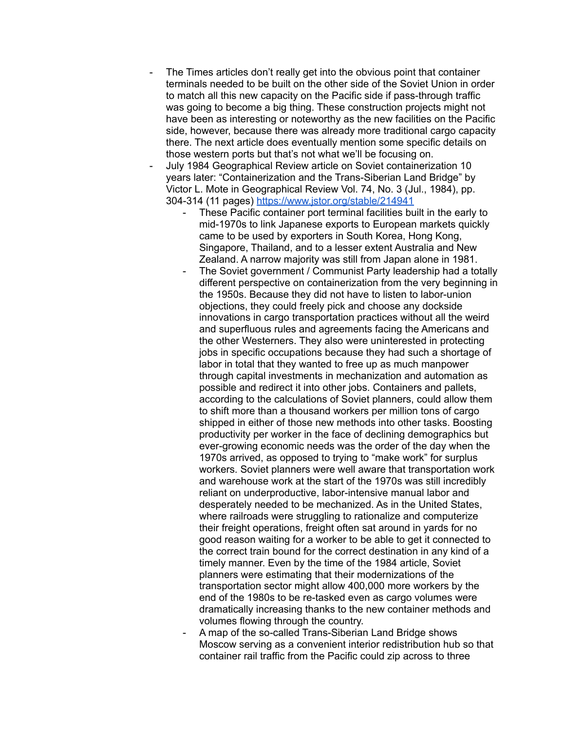- The Times articles don't really get into the obvious point that container terminals needed to be built on the other side of the Soviet Union in order to match all this new capacity on the Pacific side if pass-through traffic was going to become a big thing. These construction projects might not have been as interesting or noteworthy as the new facilities on the Pacific side, however, because there was already more traditional cargo capacity there. The next article does eventually mention some specific details on those western ports but that's not what we'll be focusing on.
- July 1984 Geographical Review article on Soviet containerization 10 years later: "Containerization and the Trans-Siberian Land Bridge" by Victor L. Mote in Geographical Review Vol. 74, No. 3 (Jul., 1984), pp. 304-314 (11 pages) [https://www.jstor.org/stable/214941](https://www.jstor.org/stable/214941)
    - These Pacific container port terminal facilities built in the early to mid-1970s to link Japanese exports to European markets quickly came to be used by exporters in South Korea, Hong Kong, Singapore, Thailand, and to a lesser extent Australia and New Zealand. A narrow majority was still from Japan alone in 1981.
    - The Soviet government / Communist Party leadership had a totally different perspective on containerization from the very beginning in the 1950s. Because they did not have to listen to labor-union objections, they could freely pick and choose any dockside innovations in cargo transportation practices without all the weird and superfluous rules and agreements facing the Americans and the other Westerners. They also were uninterested in protecting jobs in specific occupations because they had such a shortage of labor in total that they wanted to free up as much manpower through capital investments in mechanization and automation as possible and redirect it into other jobs. Containers and pallets, according to the calculations of Soviet planners, could allow them to shift more than a thousand workers per million tons of cargo shipped in either of those new methods into other tasks. Boosting productivity per worker in the face of declining demographics but ever-growing economic needs was the order of the day when the 1970s arrived, as opposed to trying to "make work" for surplus workers. Soviet planners were well aware that transportation work and warehouse work at the start of the 1970s was still incredibly reliant on underproductive, labor-intensive manual labor and desperately needed to be mechanized. As in the United States, where railroads were struggling to rationalize and computerize their freight operations, freight often sat around in yards for no good reason waiting for a worker to be able to get it connected to the correct train bound for the correct destination in any kind of a timely manner. Even by the time of the 1984 article, Soviet planners were estimating that their modernizations of the transportation sector might allow 400,000 more workers by the end of the 1980s to be re-tasked even as cargo volumes were dramatically increasing thanks to the new container methods and volumes flowing through the country.
    - A map of the so-called Trans-Siberian Land Bridge shows Moscow serving as a convenient interior redistribution hub so that container rail traffic from the Pacific could zip across to three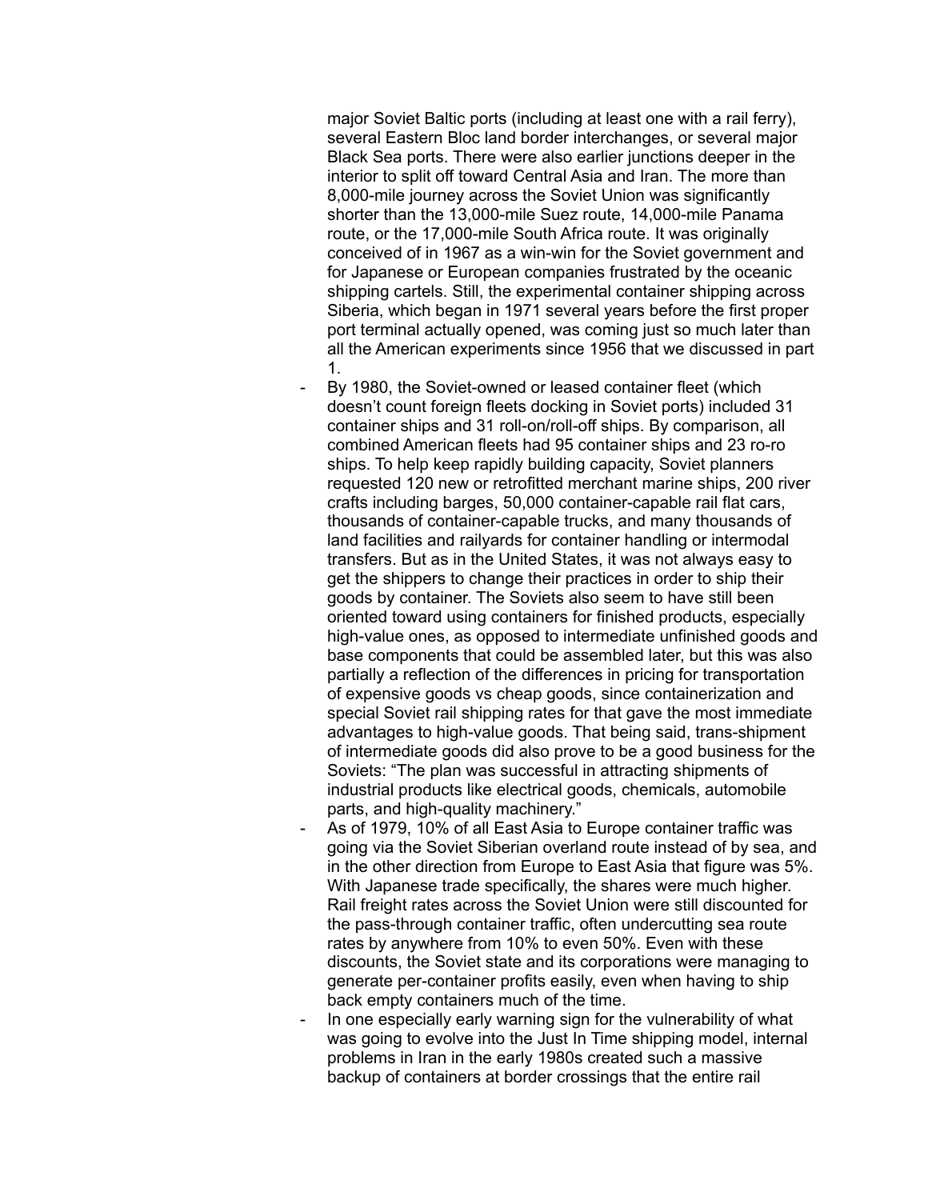major Soviet Baltic ports (including at least one with a rail ferry), several Eastern Bloc land border interchanges, or several major Black Sea ports. There were also earlier junctions deeper in the interior to split off toward Central Asia and Iran. The more than 8,000-mile journey across the Soviet Union was significantly shorter than the 13,000-mile Suez route, 14,000-mile Panama route, or the 17,000-mile South Africa route. It was originally conceived of in 1967 as a win-win for the Soviet government and for Japanese or European companies frustrated by the oceanic shipping cartels. Still, the experimental container shipping across Siberia, which began in 1971 several years before the first proper port terminal actually opened, was coming just so much later than all the American experiments since 1956 that we discussed in part 1.

- By 1980, the Soviet-owned or leased container fleet (which doesn't count foreign fleets docking in Soviet ports) included 31 container ships and 31 roll-on/roll-off ships. By comparison, all combined American fleets had 95 container ships and 23 ro-ro ships. To help keep rapidly building capacity, Soviet planners requested 120 new or retrofitted merchant marine ships, 200 river crafts including barges, 50,000 container-capable rail flat cars, thousands of container-capable trucks, and many thousands of land facilities and railyards for container handling or intermodal transfers. But as in the United States, it was not always easy to get the shippers to change their practices in order to ship their goods by container. The Soviets also seem to have still been oriented toward using containers for finished products, especially high-value ones, as opposed to intermediate unfinished goods and base components that could be assembled later, but this was also partially a reflection of the differences in pricing for transportation of expensive goods vs cheap goods, since containerization and special Soviet rail shipping rates for that gave the most immediate advantages to high-value goods. That being said, trans-shipment of intermediate goods did also prove to be a good business for the Soviets: "The plan was successful in attracting shipments of industrial products like electrical goods, chemicals, automobile parts, and high-quality machinery."
- As of 1979, 10% of all East Asia to Europe container traffic was going via the Soviet Siberian overland route instead of by sea, and in the other direction from Europe to East Asia that figure was 5%. With Japanese trade specifically, the shares were much higher. Rail freight rates across the Soviet Union were still discounted for the pass-through container traffic, often undercutting sea route rates by anywhere from 10% to even 50%. Even with these discounts, the Soviet state and its corporations were managing to generate per-container profits easily, even when having to ship back empty containers much of the time.
- In one especially early warning sign for the vulnerability of what was going to evolve into the Just In Time shipping model, internal problems in Iran in the early 1980s created such a massive backup of containers at border crossings that the entire rail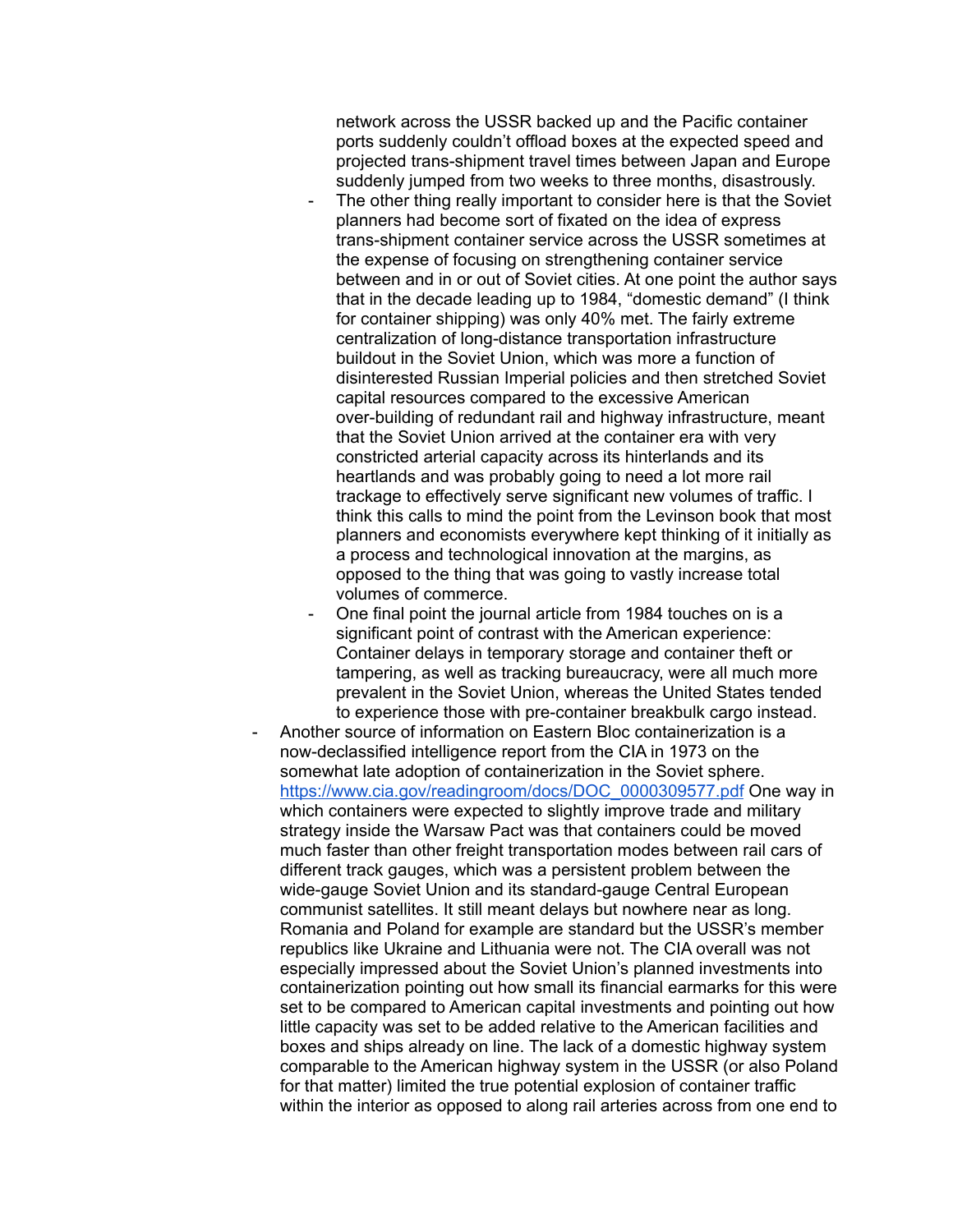network across the USSR backed up and the Pacific container ports suddenly couldn't offload boxes at the expected speed and projected trans-shipment travel times between Japan and Europe suddenly jumped from two weeks to three months, disastrously.

    - The other thing really important to consider here is that the Soviet planners had become sort of fixated on the idea of express trans-shipment container service across the USSR sometimes at the expense of focusing on strengthening container service between and in or out of Soviet cities. At one point the author says that in the decade leading up to 1984, "domestic demand" (I think for container shipping) was only 40% met. The fairly extreme centralization of long-distance transportation infrastructure buildout in the Soviet Union, which was more a function of disinterested Russian Imperial policies and then stretched Soviet capital resources compared to the excessive American over-building of redundant rail and highway infrastructure, meant that the Soviet Union arrived at the container era with very constricted arterial capacity across its hinterlands and its heartlands and was probably going to need a lot more rail trackage to effectively serve significant new volumes of traffic. I think this calls to mind the point from the Levinson book that most planners and economists everywhere kept thinking of it initially as a process and technological innovation at the margins, as opposed to the thing that was going to vastly increase total volumes of commerce.
    - One final point the journal article from 1984 touches on is a significant point of contrast with the American experience: Container delays in temporary storage and container theft or tampering, as well as tracking bureaucracy, were all much more prevalent in the Soviet Union, whereas the United States tended to experience those with pre-container breakbulk cargo instead.

- Another source of information on Eastern Bloc containerization is a now-declassified intelligence report from the CIA in 1973 on the somewhat late adoption of containerization in the Soviet sphere. [https://www.cia.gov/readingroom/docs/DOC_0000309577.pdf](https://www.cia.gov/readingroom/docs/DOC_0000309577.pdf) One way in which containers were expected to slightly improve trade and military strategy inside the Warsaw Pact was that containers could be moved much faster than other freight transportation modes between rail cars of different track gauges, which was a persistent problem between the wide-gauge Soviet Union and its standard-gauge Central European communist satellites. It still meant delays but nowhere near as long. Romania and Poland for example are standard but the USSR's member republics like Ukraine and Lithuania were not. The CIA overall was not especially impressed about the Soviet Union's planned investments into containerization pointing out how small its financial earmarks for this were set to be compared to American capital investments and pointing out how little capacity was set to be added relative to the American facilities and boxes and ships already on line. The lack of a domestic highway system comparable to the American highway system in the USSR (or also Poland for that matter) limited the true potential explosion of container traffic within the interior as opposed to along rail arteries across from one end to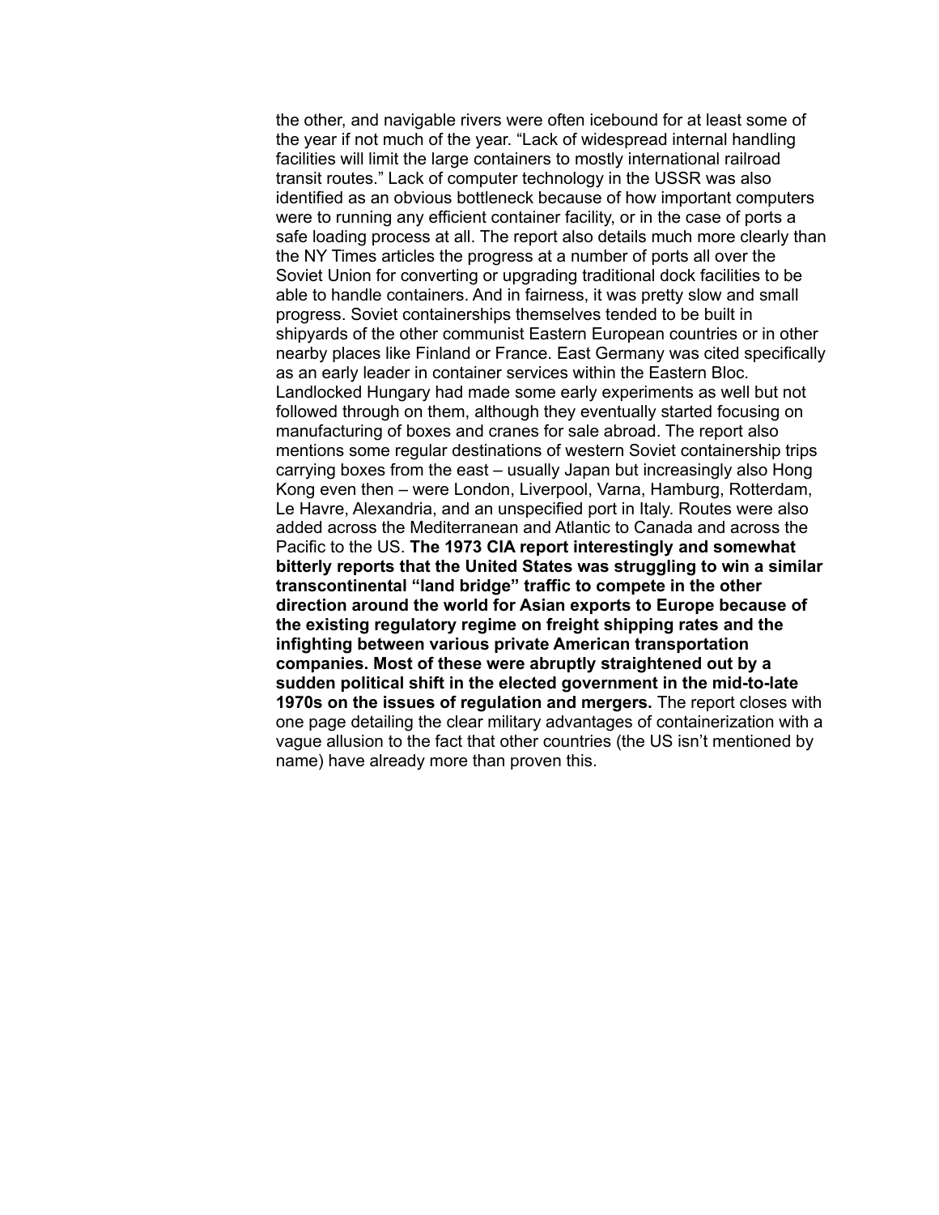the other, and navigable rivers were often icebound for at least some of the year if not much of the year. "Lack of widespread internal handling facilities will limit the large containers to mostly international railroad transit routes." Lack of computer technology in the USSR was also identified as an obvious bottleneck because of how important computers were to running any efficient container facility, or in the case of ports a safe loading process at all. The report also details much more clearly than the NY Times articles the progress at a number of ports all over the Soviet Union for converting or upgrading traditional dock facilities to be able to handle containers. And in fairness, it was pretty slow and small progress. Soviet containerships themselves tended to be built in shipyards of the other communist Eastern European countries or in other nearby places like Finland or France. East Germany was cited specifically as an early leader in container services within the Eastern Bloc. Landlocked Hungary had made some early experiments as well but not followed through on them, although they eventually started focusing on manufacturing of boxes and cranes for sale abroad. The report also mentions some regular destinations of western Soviet containership trips carrying boxes from the east – usually Japan but increasingly also Hong Kong even then – were London, Liverpool, Varna, Hamburg, Rotterdam, Le Havre, Alexandria, and an unspecified port in Italy. Routes were also added across the Mediterranean and Atlantic to Canada and across the Pacific to the US. **The 1973 CIA report interestingly and somewhat bitterly reports that the United States was struggling to win a similar transcontinental "land bridge" traffic to compete in the other direction around the world for Asian exports to Europe because of the existing regulatory regime on freight shipping rates and the infighting between various private American transportation companies. Most of these were abruptly straightened out by a sudden political shift in the elected government in the mid-to-late 1970s on the issues of regulation and mergers.** The report closes with one page detailing the clear military advantages of containerization with a vague allusion to the fact that other countries (the US isn't mentioned by name) have already more than proven this.